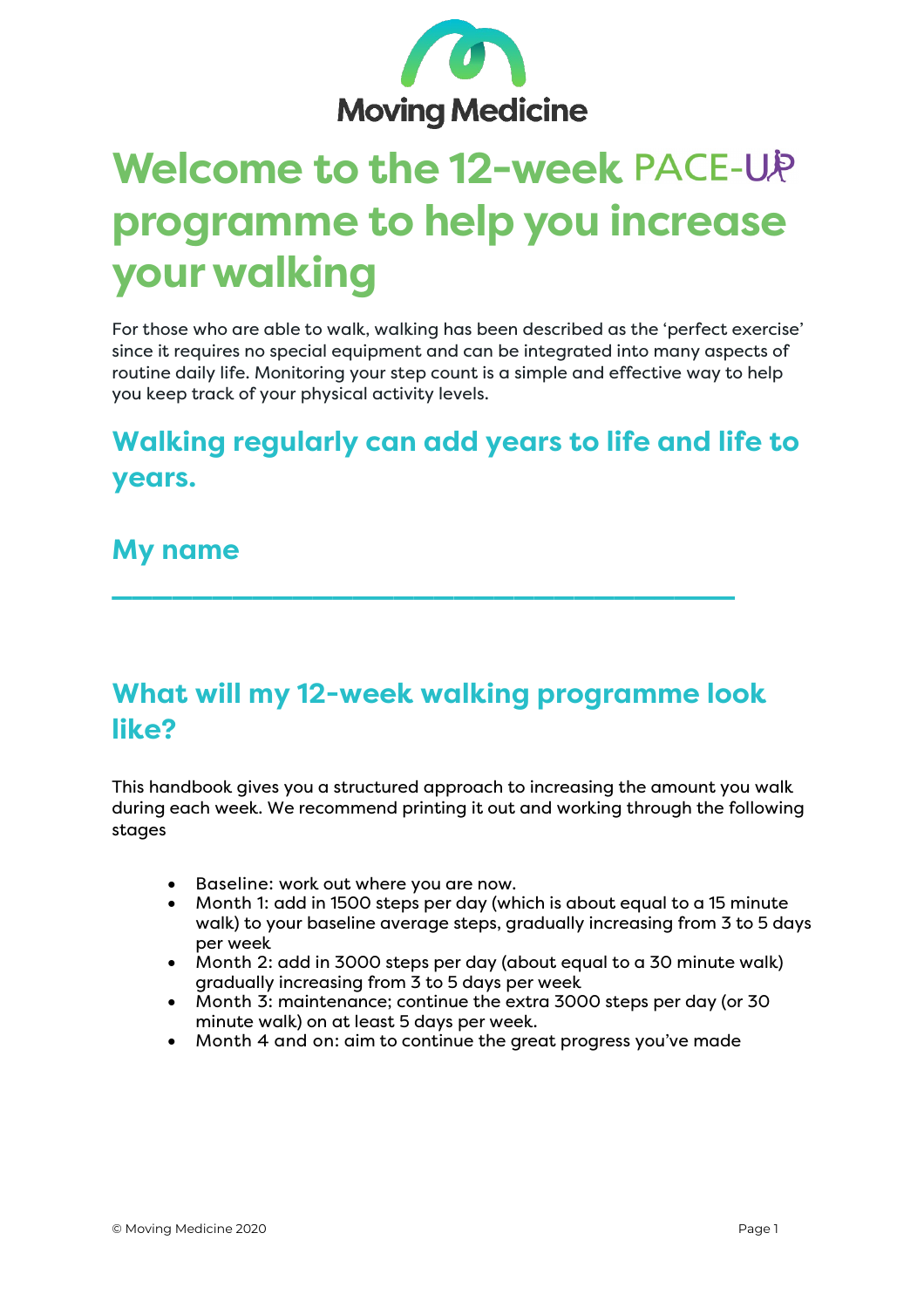Moving Medicine

# Welcome to the 12-week PACE-UP programme to help you increase your walking

For those who are able to walk, walking has been described as the 'perfect exercise' since it requires no special equipment and can be integrated into many aspects of routine daily life. Monitoring your step count is a simple and effective way to help you keep track of your physical activity levels.

## Walking regularly can add years to life and life to years.

## My name

_______________________________________

## What will my 12-week walking programme look like?

This handbook gives you a structured approach to increasing the amount you walk during each week. We recommend printing it out and working through the following stages

- Baseline: work out where you are now.
- Month 1: add in 1500 steps per day (which is about equal to a 15 minute walk) to your baseline average steps, gradually increasing from 3 to 5 days per week
- Month 2: add in 3000 steps per day (about equal to a 30 minute walk) gradually increasing from 3 to 5 days per week
- Month 3: maintenance; continue the extra 3000 steps per day (or 30 minute walk) on at least 5 days per week.
- Month 4 and on: aim to continue the great progress you've made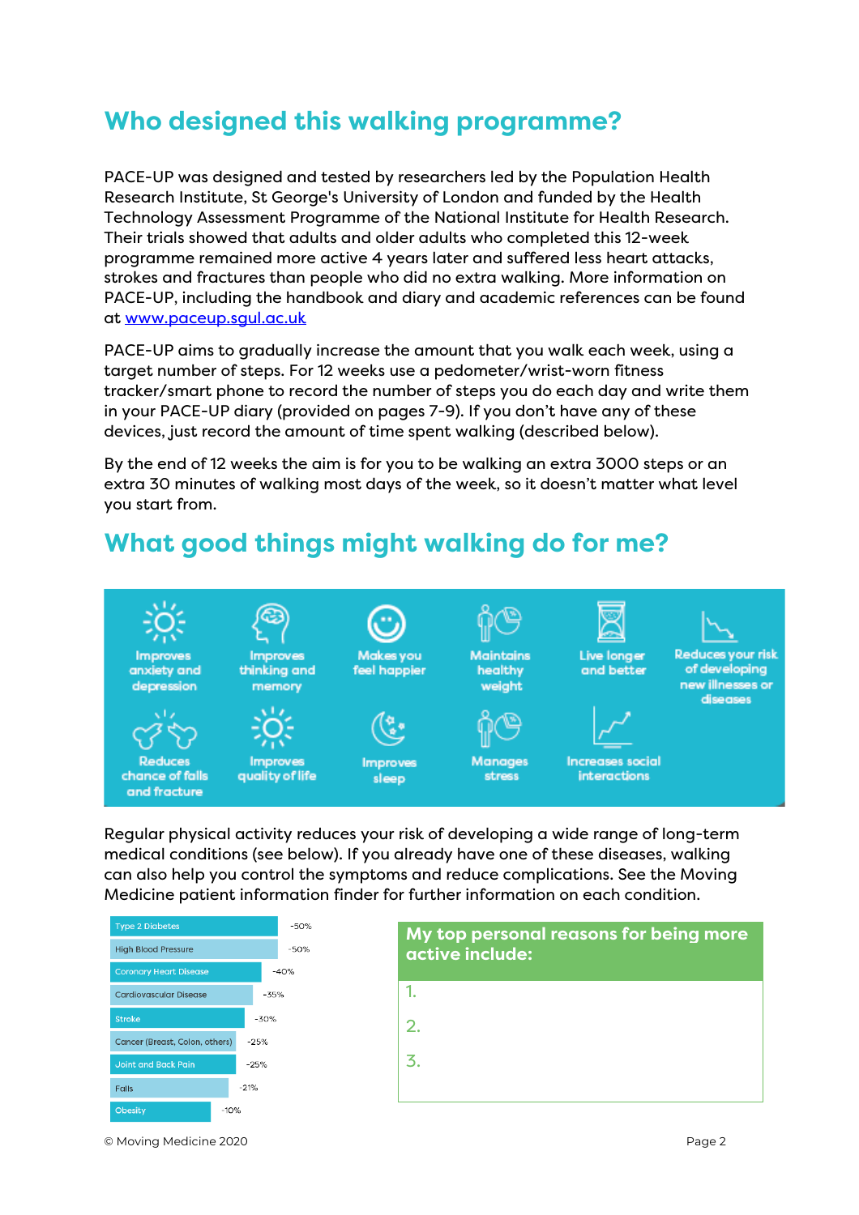## Who designed this walking programme?

PACE-UP was designed and tested by researchers led by the Population Health Research Institute, St George's University of London and funded by the Health Technology Assessment Programme of the National Institute for Health Research. Their trials showed that adults and older adults who completed this 12-week programme remained more active 4 years later and suffered less heart attacks, strokes and fractures than people who did no extra walking. More information on PACE-UP, including the handbook and diary and academic references can be found at www.paceup.sgul.ac.uk

PACE-UP aims to gradually increase the amount that you walk each week, using a target number of steps. For 12 weeks use a pedometer/wrist-worn fitness tracker/smart phone to record the number of steps you do each day and write them in your PACE-UP diary (provided on pages 7-9). If you don't have any of these devices, just record the amount of time spent walking (described below).

By the end of 12 weeks the aim is for you to be walking an extra 3000 steps or an extra 30 minutes of walking most days of the week, so it doesn't matter what level you start from.

## What good things might walking do for me?

- Improves anxiety and depression
- Improves thinking and memory
- Makes you feel happier
- Maintains healthy weight
- Live longer and better
- Reduces your risk of developing new illnesses or diseases
- Reduces chance of falls and fracture
- Improves quality of life
- Improves sleep
- Manages stress
- Increases social interactions

Regular physical activity reduces your risk of developing a wide range of long-term medical conditions (see below). If you already have one of these diseases, walking can also help you control the symptoms and reduce complications. See the Moving Medicine patient information finder for further information on each condition.

| Condition | Risk reduction |
|---|---|
| Type 2 Diabetes | -50% |
| High Blood Pressure | -50% |
| Coronary Heart Disease | -40% |
| Cardiovascular Disease | -35% |
| Stroke | -30% |
| Cancer (Breast, Colon, others) | -25% |
| Joint and Back Pain | -25% |
| Falls | -21% |
| Obesity | -10% |

**My top personal reasons for being more active include:**

1.

2.

3.

© Moving Medicine 2020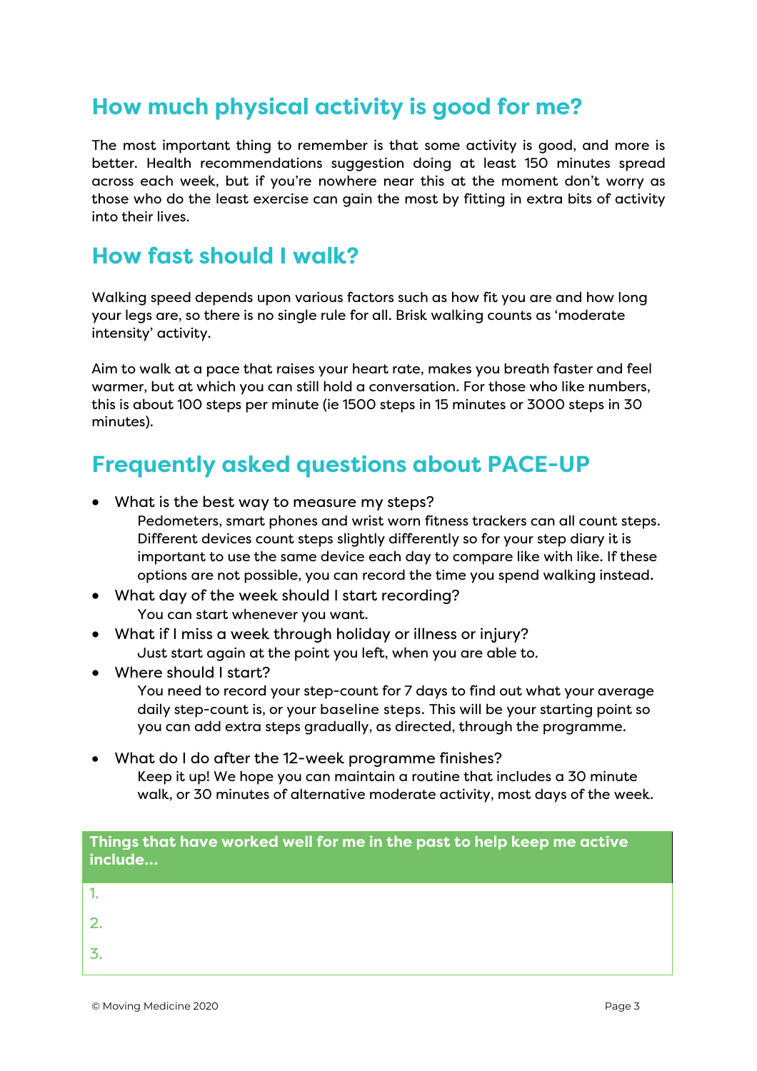## How much physical activity is good for me?

The most important thing to remember is that some activity is good, and more is better. Health recommendations suggestion doing at least 150 minutes spread across each week, but if you're nowhere near this at the moment don't worry as those who do the least exercise can gain the most by fitting in extra bits of activity into their lives.

## How fast should I walk?

Walking speed depends upon various factors such as how fit you are and how long your legs are, so there is no single rule for all. Brisk walking counts as 'moderate intensity' activity.

Aim to walk at a pace that raises your heart rate, makes you breath faster and feel warmer, but at which you can still hold a conversation. For those who like numbers, this is about 100 steps per minute (ie 1500 steps in 15 minutes or 3000 steps in 30 minutes).

## Frequently asked questions about PACE-UP

- What is the best way to measure my steps?
  Pedometers, smart phones and wrist worn fitness trackers can all count steps. Different devices count steps slightly differently so for your step diary it is important to use the same device each day to compare like with like. If these options are not possible, you can record the time you spend walking instead.
- What day of the week should I start recording?
  You can start whenever you want.
- What if I miss a week through holiday or illness or injury?
  Just start again at the point you left, when you are able to.
- Where should I start?
  You need to record your step-count for 7 days to find out what your average daily step-count is, or your baseline steps. This will be your starting point so you can add extra steps gradually, as directed, through the programme.
- What do I do after the 12-week programme finishes?
  Keep it up! We hope you can maintain a routine that includes a 30 minute walk, or 30 minutes of alternative moderate activity, most days of the week.

| Things that have worked well for me in the past to help keep me active include... |
|---|
| 1. |
| 2. |
| 3. |

© Moving Medicine 2020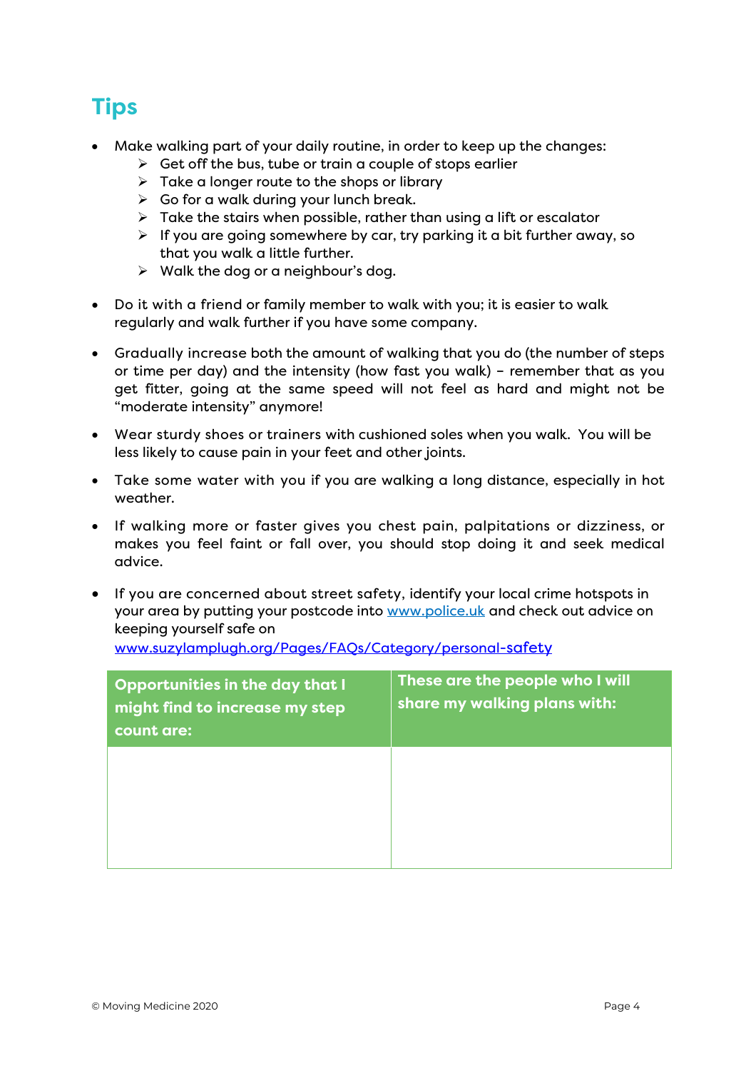# Tips

- Make walking part of your daily routine, in order to keep up the changes:
    - Get off the bus, tube or train a couple of stops earlier
    - Take a longer route to the shops or library
    - Go for a walk during your lunch break.
    - Take the stairs when possible, rather than using a lift or escalator
    - If you are going somewhere by car, try parking it a bit further away, so that you walk a little further.
    - Walk the dog or a neighbour's dog.

- Do it with a friend or family member to walk with you; it is easier to walk regularly and walk further if you have some company.

- Gradually increase both the amount of walking that you do (the number of steps or time per day) and the intensity (how fast you walk) – remember that as you get fitter, going at the same speed will not feel as hard and might not be "moderate intensity" anymore!

- Wear sturdy shoes or trainers with cushioned soles when you walk. You will be less likely to cause pain in your feet and other joints.

- Take some water with you if you are walking a long distance, especially in hot weather.

- If walking more or faster gives you chest pain, palpitations or dizziness, or makes you feel faint or fall over, you should stop doing it and seek medical advice.

- If you are concerned about street safety, identify your local crime hotspots in your area by putting your postcode into [www.police.uk](http://www.police.uk) and check out advice on keeping yourself safe on [www.suzylamplugh.org/Pages/FAQs/Category/personal-safety](http://www.suzylamplugh.org/Pages/FAQs/Category/personal-safety)

| Opportunities in the day that I might find to increase my step count are: | These are the people who I will share my walking plans with: |
|---|---|
| | |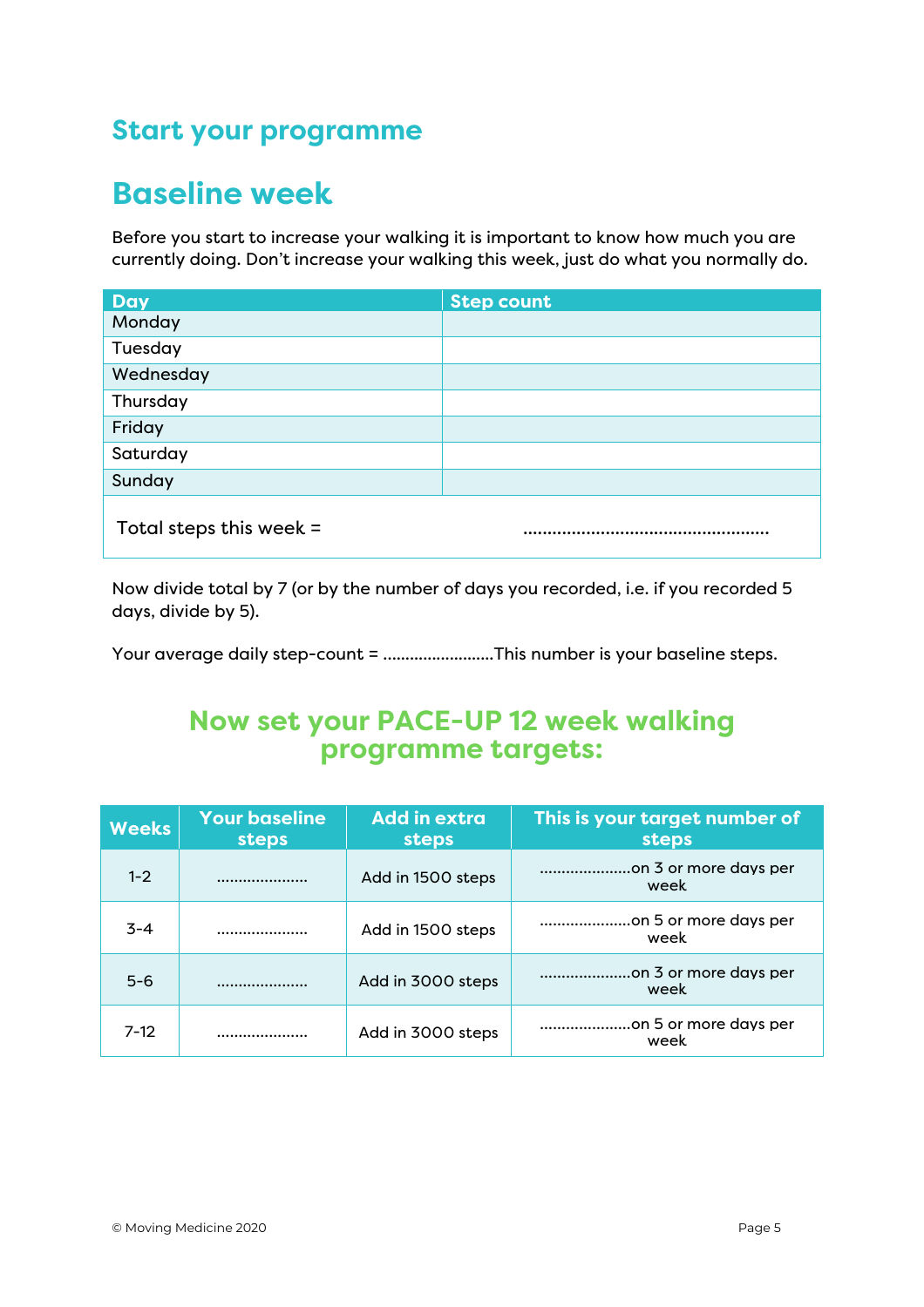## Start your programme

# Baseline week

Before you start to increase your walking it is important to know how much you are currently doing. Don't increase your walking this week, just do what you normally do.

| Day | Step count |
|---|---|
| Monday | |
| Tuesday | |
| Wednesday | |
| Thursday | |
| Friday | |
| Saturday | |
| Sunday | |
| Total steps this week = | ................................................... |

Now divide total by 7 (or by the number of days you recorded, i.e. if you recorded 5 days, divide by 5).

Your average daily step-count = .........................This number is your baseline steps.

## Now set your PACE-UP 12 week walking programme targets:

| Weeks | Your baseline steps | Add in extra steps | This is your target number of steps |
|---|---|---|---|
| 1-2 | ..................... | Add in 1500 steps | .....................on 3 or more days per week |
| 3-4 | ..................... | Add in 1500 steps | .....................on 5 or more days per week |
| 5-6 | ..................... | Add in 3000 steps | .....................on 3 or more days per week |
| 7-12 | ..................... | Add in 3000 steps | .....................on 5 or more days per week |

© Moving Medicine 2020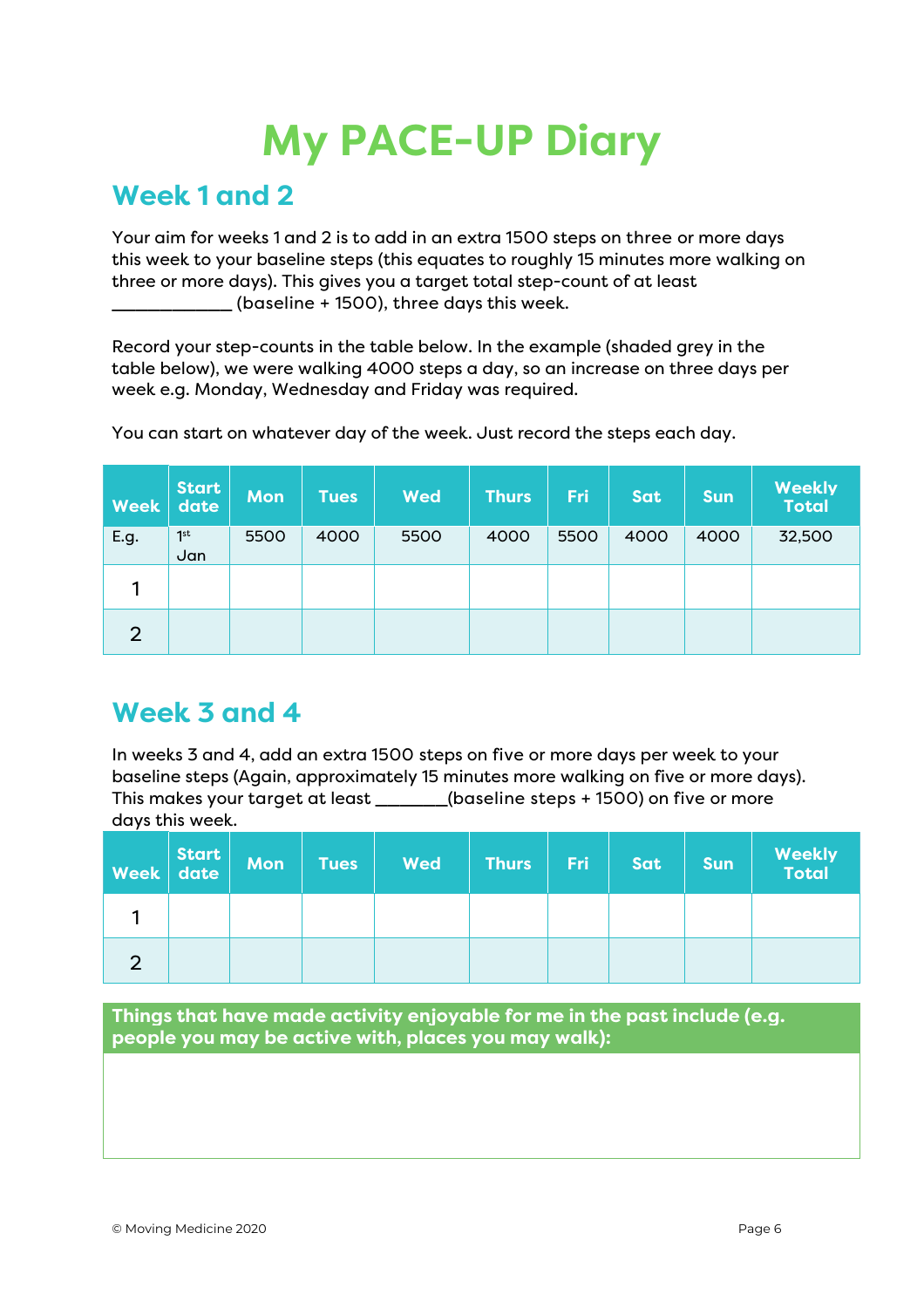# My PACE-UP Diary

## Week 1 and 2

Your aim for weeks 1 and 2 is to add in an extra 1500 steps on three or more days this week to your baseline steps (this equates to roughly 15 minutes more walking on three or more days). This gives you a target total step-count of at least ____________ (baseline + 1500), three days this week.

Record your step-counts in the table below. In the example (shaded grey in the table below), we were walking 4000 steps a day, so an increase on three days per week e.g. Monday, Wednesday and Friday was required.

You can start on whatever day of the week. Just record the steps each day.

| Week | Start date | Mon | Tues | Wed | Thurs | Fri | Sat | Sun | Weekly Total |
|---|---|---|---|---|---|---|---|---|---|
| E.g. | 1st Jan | 5500 | 4000 | 5500 | 4000 | 5500 | 4000 | 4000 | 32,500 |
| 1 | | | | | | | | | |
| 2 | | | | | | | | | |

## Week 3 and 4

In weeks 3 and 4, add an extra 1500 steps on five or more days per week to your baseline steps (Again, approximately 15 minutes more walking on five or more days). This makes your target at least _______(baseline steps + 1500) on five or more days this week.

| Week | Start date | Mon | Tues | Wed | Thurs | Fri | Sat | Sun | Weekly Total |
|---|---|---|---|---|---|---|---|---|---|
| 1 | | | | | | | | | |
| 2 | | | | | | | | | |

**Things that have made activity enjoyable for me in the past include (e.g. people you may be active with, places you may walk):**

© Moving Medicine 2020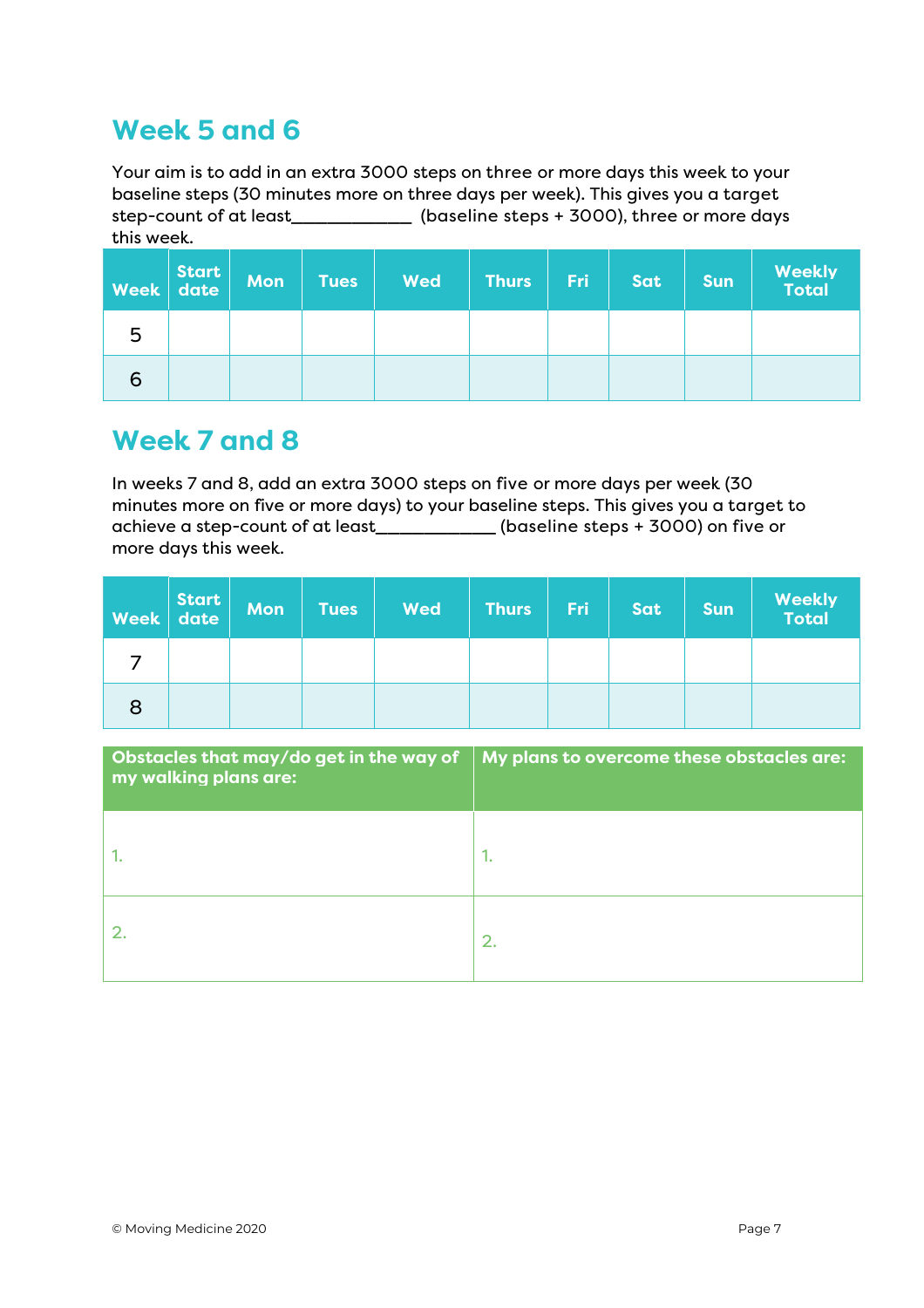## Week 5 and 6

Your aim is to add in an extra 3000 steps on three or more days this week to your baseline steps (30 minutes more on three days per week). This gives you a target step-count of at least_____________ (baseline steps + 3000), three or more days this week.

| Week | Start date | Mon | Tues | Wed | Thurs | Fri | Sat | Sun | Weekly Total |
|---|---|---|---|---|---|---|---|---|---|
| 5 | | | | | | | | | |
| 6 | | | | | | | | | |

## Week 7 and 8

In weeks 7 and 8, add an extra 3000 steps on five or more days per week (30 minutes more on five or more days) to your baseline steps. This gives you a target to achieve a step-count of at least_____________ (baseline steps + 3000) on five or more days this week.

| Week | Start date | Mon | Tues | Wed | Thurs | Fri | Sat | Sun | Weekly Total |
|---|---|---|---|---|---|---|---|---|---|
| 7 | | | | | | | | | |
| 8 | | | | | | | | | |

| Obstacles that may/do get in the way of my walking plans are: | My plans to overcome these obstacles are: |
|---|---|
| 1. | 1. |
| 2. | 2. |

© Moving Medicine 2020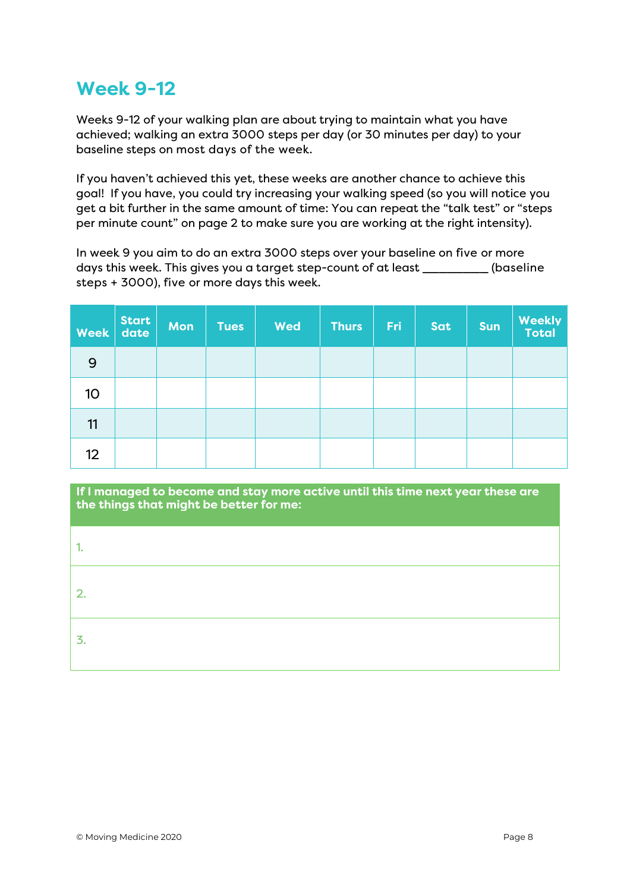## Week 9-12

Weeks 9-12 of your walking plan are about trying to maintain what you have achieved; walking an extra 3000 steps per day (or 30 minutes per day) to your baseline steps on most days of the week.

If you haven't achieved this yet, these weeks are another chance to achieve this goal! If you have, you could try increasing your walking speed (so you will notice you get a bit further in the same amount of time: You can repeat the "talk test" or "steps per minute count" on page 2 to make sure you are working at the right intensity).

In week 9 you aim to do an extra 3000 steps over your baseline on five or more days this week. This gives you a target step-count of at least __________ (baseline steps + 3000), five or more days this week.

| Week | Start date | Mon | Tues | Wed | Thurs | Fri | Sat | Sun | Weekly Total |
|---|---|---|---|---|---|---|---|---|---|
| 9 | | | | | | | | | |
| 10 | | | | | | | | | |
| 11 | | | | | | | | | |
| 12 | | | | | | | | | |

| If I managed to become and stay more active until this time next year these are the things that might be better for me: |
|---|
| 1. |
| 2. |
| 3. |

© Moving Medicine 2020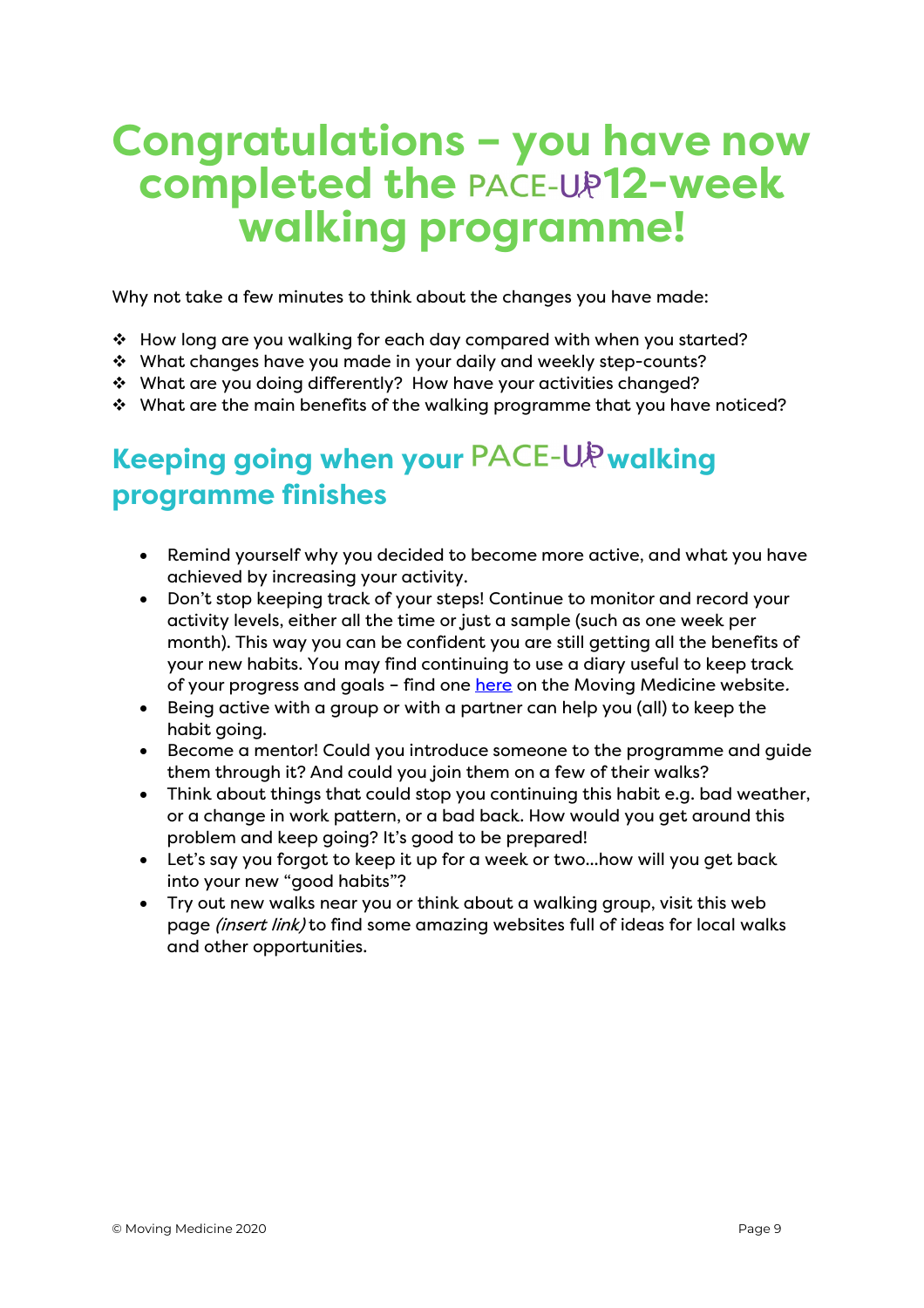# Congratulations – you have now completed the PACE-UP 12-week walking programme!

Why not take a few minutes to think about the changes you have made:

- How long are you walking for each day compared with when you started?
- What changes have you made in your daily and weekly step-counts?
- What are you doing differently? How have your activities changed?
- What are the main benefits of the walking programme that you have noticed?

## Keeping going when your PACE-UP walking programme finishes

- Remind yourself why you decided to become more active, and what you have achieved by increasing your activity.
- Don't stop keeping track of your steps! Continue to monitor and record your activity levels, either all the time or just a sample (such as one week per month). This way you can be confident you are still getting all the benefits of your new habits. You may find continuing to use a diary useful to keep track of your progress and goals – find one here on the Moving Medicine website.
- Being active with a group or with a partner can help you (all) to keep the habit going.
- Become a mentor! Could you introduce someone to the programme and guide them through it? And could you join them on a few of their walks?
- Think about things that could stop you continuing this habit e.g. bad weather, or a change in work pattern, or a bad back. How would you get around this problem and keep going? It's good to be prepared!
- Let's say you forgot to keep it up for a week or two…how will you get back into your new "good habits"?
- Try out new walks near you or think about a walking group, visit this web page *(insert link)* to find some amazing websites full of ideas for local walks and other opportunities.

© Moving Medicine 2020